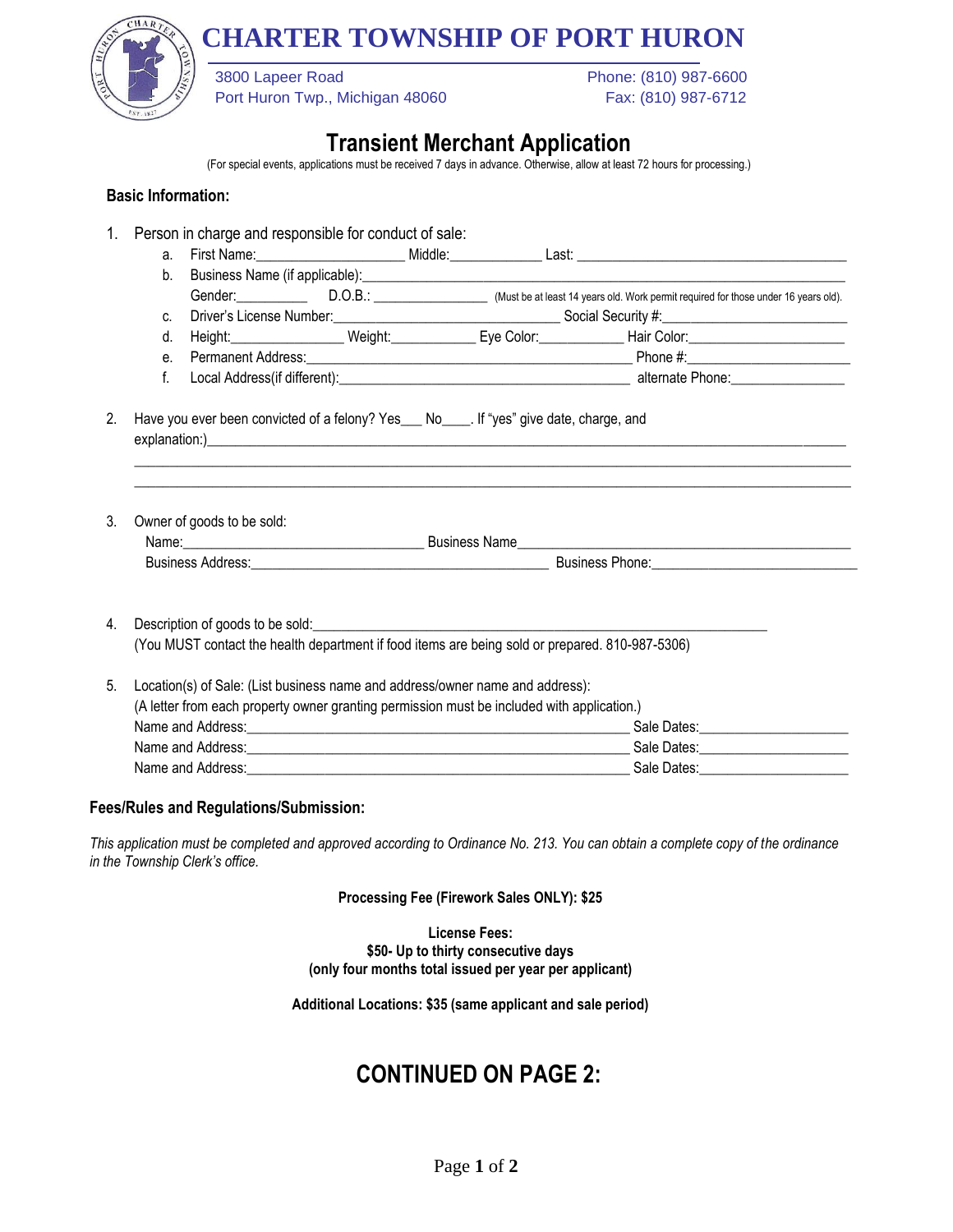# CHARTER TOWNSHIP OF PORT HURON

3800 Lapeer Road
Port Huron Twp., Michigan 48060

Phone: (810) 987-6600
Fax: (810) 987-6712

## Transient Merchant Application

(For special events, applications must be received 7 days in advance. Otherwise, allow at least 72 hours for processing.)

### Basic Information:

1. Person in charge and responsible for conduct of sale:
   a. First Name:____________________ Middle:____________ Last: ____________________________________
   b. Business Name (if applicable):________________________________________________________________
   Gender:__________ D.O.B.: ________________ (Must be at least 14 years old. Work permit required for those under 16 years old).
   c. Driver's License Number:______________________________ Social Security #:_________________________
   d. Height:________________ Weight:____________ Eye Color:____________ Hair Color:______________________
   e. Permanent Address:___________________________________________ Phone #:_______________________
   f. Local Address(if different):_______________________________________ alternate Phone:________________

2. Have you ever been convicted of a felony? Yes___ No____. If "yes" give date, charge, and explanation:)_____________________________________________________________________________________
_____________________________________________________________________________________________
_____________________________________________________________________________________________

3. Owner of goods to be sold:
   Name:________________________________ Business Name_____________________________________________
   Business Address:________________________________________ Business Phone:____________________________

4. Description of goods to be sold:_________________________________________________________________
   (You MUST contact the health department if food items are being sold or prepared. 810-987-5306)

5. Location(s) of Sale: (List business name and address/owner name and address):
   (A letter from each property owner granting permission must be included with application.)
   Name and Address:____________________________________________________ Sale Dates:____________________
   Name and Address:____________________________________________________ Sale Dates:____________________
   Name and Address:____________________________________________________ Sale Dates:____________________

### Fees/Rules and Regulations/Submission:

*This application must be completed and approved according to Ordinance No. 213. You can obtain a complete copy of the ordinance in the Township Clerk's office.*

**Processing Fee (Firework Sales ONLY): $25**

**License Fees:**
**$50- Up to thirty consecutive days**
**(only four months total issued per year per applicant)**

**Additional Locations: $35 (same applicant and sale period)**

## CONTINUED ON PAGE 2: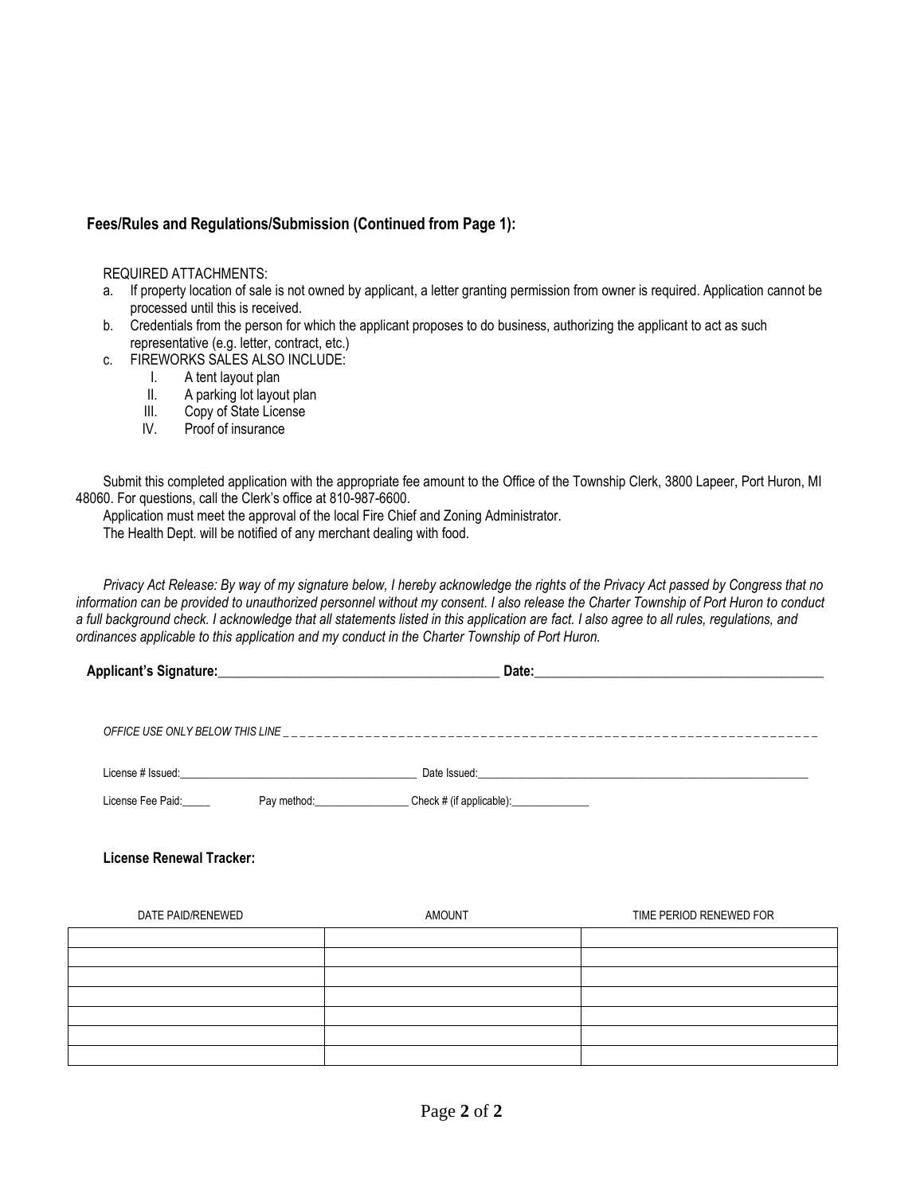**Fees/Rules and Regulations/Submission (Continued from Page 1):**

REQUIRED ATTACHMENTS:

a. If property location of sale is not owned by applicant, a letter granting permission from owner is required. Application cannot be processed until this is received.
b. Credentials from the person for which the applicant proposes to do business, authorizing the applicant to act as such representative (e.g. letter, contract, etc.)
c. FIREWORKS SALES ALSO INCLUDE:
    I. A tent layout plan
    II. A parking lot layout plan
    III. Copy of State License
    IV. Proof of insurance

Submit this completed application with the appropriate fee amount to the Office of the Township Clerk, 3800 Lapeer, Port Huron, MI 48060. For questions, call the Clerk's office at 810-987-6600.

Application must meet the approval of the local Fire Chief and Zoning Administrator.

The Health Dept. will be notified of any merchant dealing with food.

*Privacy Act Release: By way of my signature below, I hereby acknowledge the rights of the Privacy Act passed by Congress that no information can be provided to unauthorized personnel without my consent. I also release the Charter Township of Port Huron to conduct a full background check. I acknowledge that all statements listed in this application are fact. I also agree to all rules, regulations, and ordinances applicable to this application and my conduct in the Charter Township of Port Huron.*

**Applicant's Signature:**__________________________________________ **Date:**__________________________________________

*OFFICE USE ONLY BELOW THIS LINE* _ _ _ _ _ _ _ _ _ _ _ _ _ _ _ _ _ _ _ _ _ _ _ _ _ _ _ _ _ _ _ _ _ _ _ _ _ _ _ _ _ _ _ _ _ _ _ _ _ _ _ _ _ _ _ _ _ _ _ _ _ _ _ _ _ _ _ _

License # Issued:__________________________________________ Date Issued:____________________________________________________________

License Fee Paid:_____ Pay method:_________________ Check # (if applicable):______________

**License Renewal Tracker:**

| DATE PAID/RENEWED | AMOUNT | TIME PERIOD RENEWED FOR |
|---|---|---|
| | | |
| | | |
| | | |
| | | |
| | | |
| | | |
| | | |